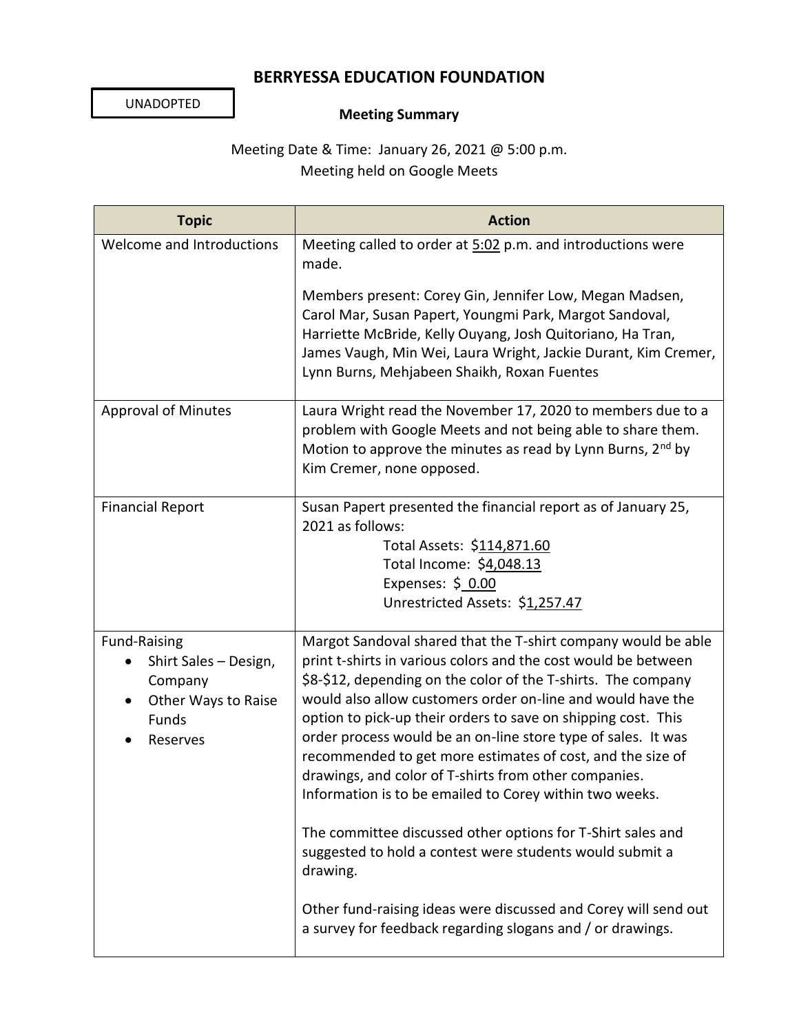# BERRYESSA EDUCATION FOUNDATION

UNADOPTED

**Meeting Summary**

Meeting Date & Time: January 26, 2021 @ 5:00 p.m.
Meeting held on Google Meets

| Topic | Action |
|---|---|
| Welcome and Introductions | Meeting called to order at 5:02 p.m. and introductions were made.<br><br>Members present: Corey Gin, Jennifer Low, Megan Madsen, Carol Mar, Susan Papert, Youngmi Park, Margot Sandoval, Harriette McBride, Kelly Ouyang, Josh Quitoriano, Ha Tran, James Vaugh, Min Wei, Laura Wright, Jackie Durant, Kim Cremer, Lynn Burns, Mehjabeen Shaikh, Roxan Fuentes |
| Approval of Minutes | Laura Wright read the November 17, 2020 to members due to a problem with Google Meets and not being able to share them. Motion to approve the minutes as read by Lynn Burns, 2nd by Kim Cremer, none opposed. |
| Financial Report | Susan Papert presented the financial report as of January 25, 2021 as follows:<br>Total Assets: $114,871.60<br>Total Income: $4,048.13<br>Expenses: $ 0.00<br>Unrestricted Assets: $1,257.47 |
| Fund-Raising<br>• Shirt Sales – Design, Company<br>• Other Ways to Raise Funds<br>• Reserves | Margot Sandoval shared that the T-shirt company would be able print t-shirts in various colors and the cost would be between $8-$12, depending on the color of the T-shirts. The company would also allow customers order on-line and would have the option to pick-up their orders to save on shipping cost. This order process would be an on-line store type of sales. It was recommended to get more estimates of cost, and the size of drawings, and color of T-shirts from other companies. Information is to be emailed to Corey within two weeks.<br><br>The committee discussed other options for T-Shirt sales and suggested to hold a contest were students would submit a drawing.<br><br>Other fund-raising ideas were discussed and Corey will send out a survey for feedback regarding slogans and / or drawings. |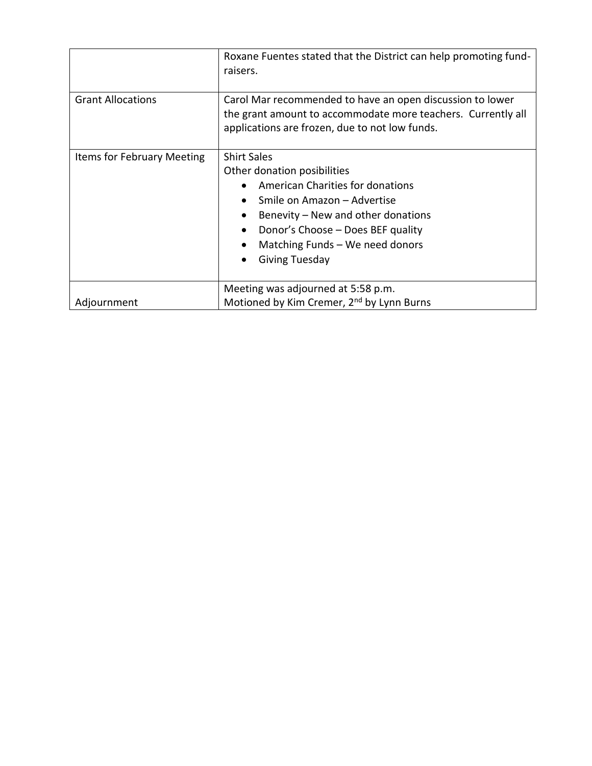| | |
|---|---|
| | Roxane Fuentes stated that the District can help promoting fund-raisers. |
| Grant Allocations | Carol Mar recommended to have an open discussion to lower the grant amount to accommodate more teachers. Currently all applications are frozen, due to not low funds. |
| Items for February Meeting | Shirt Sales<br>Other donation posibilities<br>• American Charities for donations<br>• Smile on Amazon – Advertise<br>• Benevity – New and other donations<br>• Donor's Choose – Does BEF quality<br>• Matching Funds – We need donors<br>• Giving Tuesday |
| Adjournment | Meeting was adjourned at 5:58 p.m.<br>Motioned by Kim Cremer, 2nd by Lynn Burns |